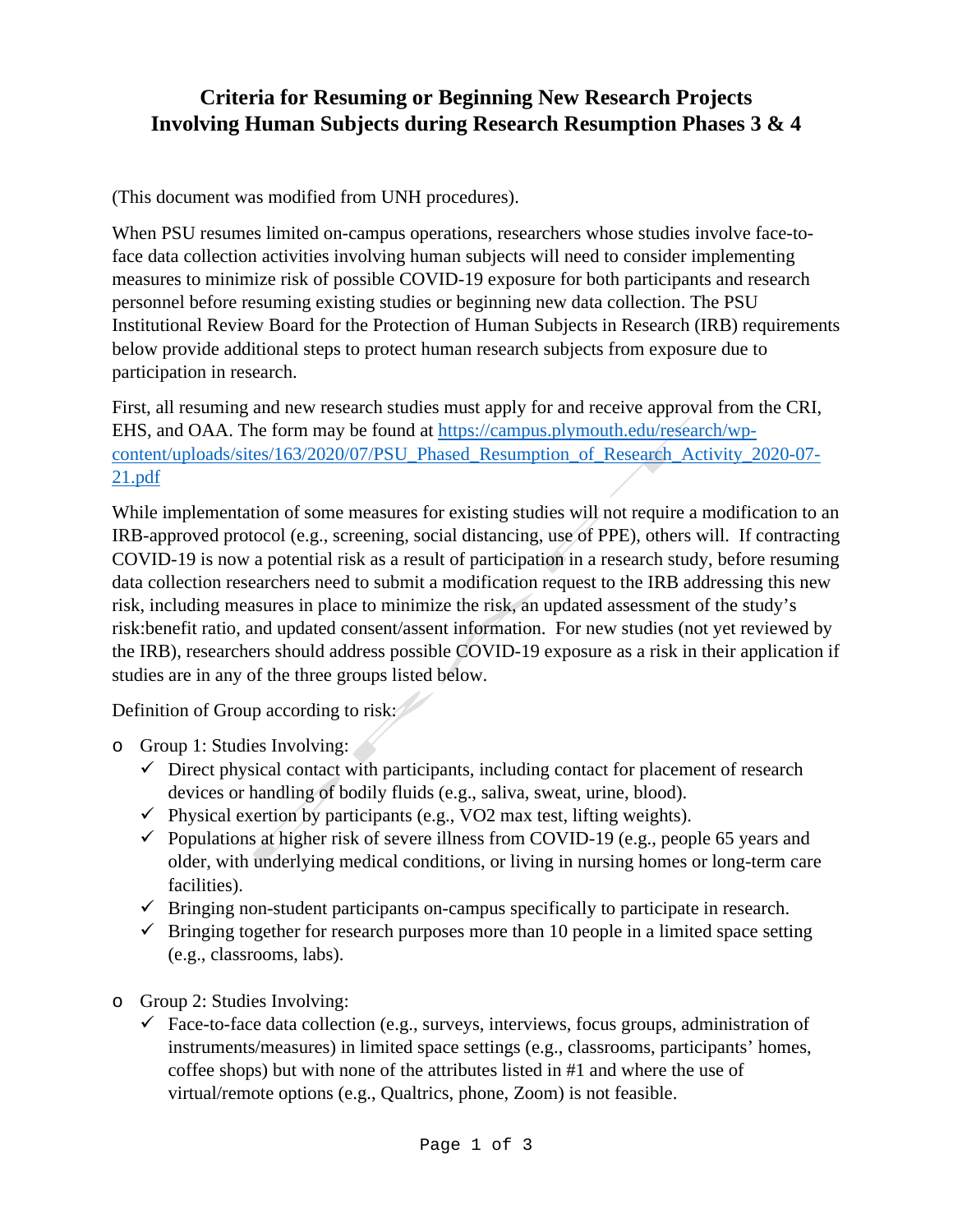# Criteria for Resuming or Beginning New Research Projects Involving Human Subjects during Research Resumption Phases 3 & 4

(This document was modified from UNH procedures).

When PSU resumes limited on-campus operations, researchers whose studies involve face-to-face data collection activities involving human subjects will need to consider implementing measures to minimize risk of possible COVID-19 exposure for both participants and research personnel before resuming existing studies or beginning new data collection. The PSU Institutional Review Board for the Protection of Human Subjects in Research (IRB) requirements below provide additional steps to protect human research subjects from exposure due to participation in research.

First, all resuming and new research studies must apply for and receive approval from the CRI, EHS, and OAA. The form may be found at [https://campus.plymouth.edu/research/wp-content/uploads/sites/163/2020/07/PSU_Phased_Resumption_of_Research_Activity_2020-07-21.pdf](https://campus.plymouth.edu/research/wp-content/uploads/sites/163/2020/07/PSU_Phased_Resumption_of_Research_Activity_2020-07-21.pdf)

While implementation of some measures for existing studies will not require a modification to an IRB-approved protocol (e.g., screening, social distancing, use of PPE), others will. If contracting COVID-19 is now a potential risk as a result of participation in a research study, before resuming data collection researchers need to submit a modification request to the IRB addressing this new risk, including measures in place to minimize the risk, an updated assessment of the study's risk:benefit ratio, and updated consent/assent information. For new studies (not yet reviewed by the IRB), researchers should address possible COVID-19 exposure as a risk in their application if studies are in any of the three groups listed below.

Definition of Group according to risk:

- Group 1: Studies Involving:
  - ✓ Direct physical contact with participants, including contact for placement of research devices or handling of bodily fluids (e.g., saliva, sweat, urine, blood).
  - ✓ Physical exertion by participants (e.g., VO2 max test, lifting weights).
  - ✓ Populations at higher risk of severe illness from COVID-19 (e.g., people 65 years and older, with underlying medical conditions, or living in nursing homes or long-term care facilities).
  - ✓ Bringing non-student participants on-campus specifically to participate in research.
  - ✓ Bringing together for research purposes more than 10 people in a limited space setting (e.g., classrooms, labs).

- Group 2: Studies Involving:
  - ✓ Face-to-face data collection (e.g., surveys, interviews, focus groups, administration of instruments/measures) in limited space settings (e.g., classrooms, participants' homes, coffee shops) but with none of the attributes listed in #1 and where the use of virtual/remote options (e.g., Qualtrics, phone, Zoom) is not feasible.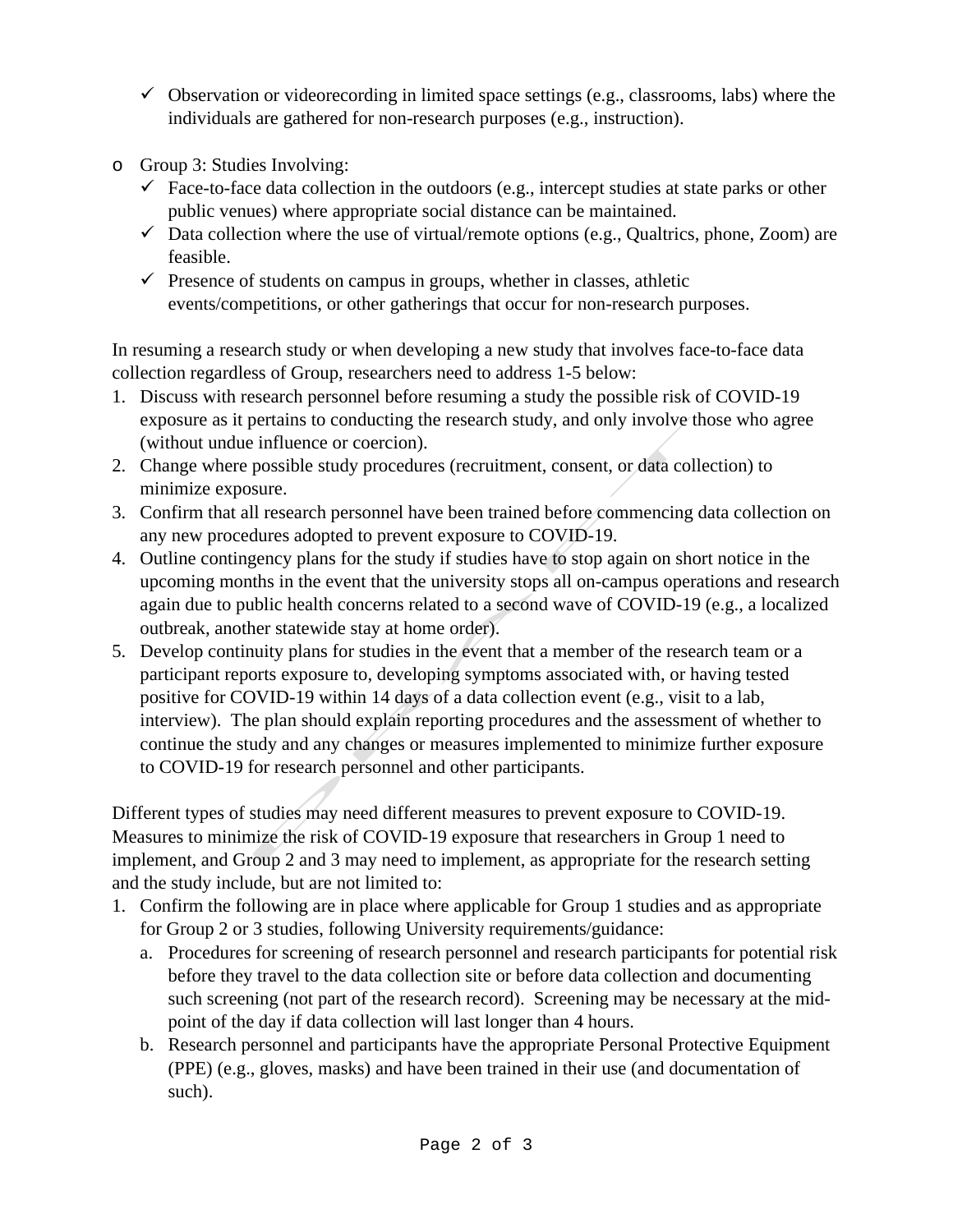- ✓ Observation or videorecording in limited space settings (e.g., classrooms, labs) where the individuals are gathered for non-research purposes (e.g., instruction).

- Group 3: Studies Involving:
  - ✓ Face-to-face data collection in the outdoors (e.g., intercept studies at state parks or other public venues) where appropriate social distance can be maintained.
  - ✓ Data collection where the use of virtual/remote options (e.g., Qualtrics, phone, Zoom) are feasible.
  - ✓ Presence of students on campus in groups, whether in classes, athletic events/competitions, or other gatherings that occur for non-research purposes.

In resuming a research study or when developing a new study that involves face-to-face data collection regardless of Group, researchers need to address 1-5 below:

1. Discuss with research personnel before resuming a study the possible risk of COVID-19 exposure as it pertains to conducting the research study, and only involve those who agree (without undue influence or coercion).
2. Change where possible study procedures (recruitment, consent, or data collection) to minimize exposure.
3. Confirm that all research personnel have been trained before commencing data collection on any new procedures adopted to prevent exposure to COVID-19.
4. Outline contingency plans for the study if studies have to stop again on short notice in the upcoming months in the event that the university stops all on-campus operations and research again due to public health concerns related to a second wave of COVID-19 (e.g., a localized outbreak, another statewide stay at home order).
5. Develop continuity plans for studies in the event that a member of the research team or a participant reports exposure to, developing symptoms associated with, or having tested positive for COVID-19 within 14 days of a data collection event (e.g., visit to a lab, interview). The plan should explain reporting procedures and the assessment of whether to continue the study and any changes or measures implemented to minimize further exposure to COVID-19 for research personnel and other participants.

Different types of studies may need different measures to prevent exposure to COVID-19. Measures to minimize the risk of COVID-19 exposure that researchers in Group 1 need to implement, and Group 2 and 3 may need to implement, as appropriate for the research setting and the study include, but are not limited to:

1. Confirm the following are in place where applicable for Group 1 studies and as appropriate for Group 2 or 3 studies, following University requirements/guidance:
   a. Procedures for screening of research personnel and research participants for potential risk before they travel to the data collection site or before data collection and documenting such screening (not part of the research record). Screening may be necessary at the mid-point of the day if data collection will last longer than 4 hours.
   b. Research personnel and participants have the appropriate Personal Protective Equipment (PPE) (e.g., gloves, masks) and have been trained in their use (and documentation of such).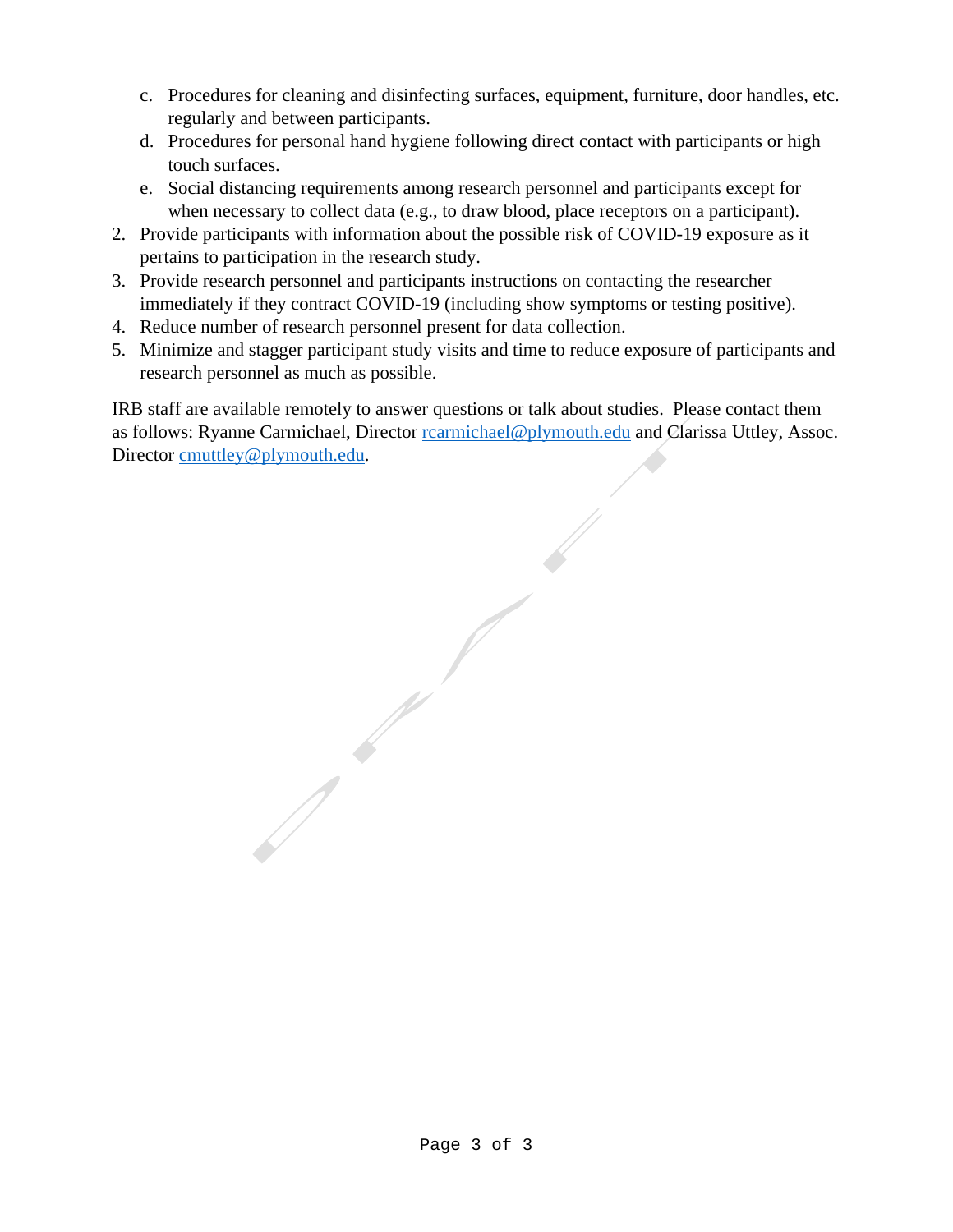c. Procedures for cleaning and disinfecting surfaces, equipment, furniture, door handles, etc. regularly and between participants.
   d. Procedures for personal hand hygiene following direct contact with participants or high touch surfaces.
   e. Social distancing requirements among research personnel and participants except for when necessary to collect data (e.g., to draw blood, place receptors on a participant).
2. Provide participants with information about the possible risk of COVID-19 exposure as it pertains to participation in the research study.
3. Provide research personnel and participants instructions on contacting the researcher immediately if they contract COVID-19 (including show symptoms or testing positive).
4. Reduce number of research personnel present for data collection.
5. Minimize and stagger participant study visits and time to reduce exposure of participants and research personnel as much as possible.

IRB staff are available remotely to answer questions or talk about studies. Please contact them as follows: Ryanne Carmichael, Director rcarmichael@plymouth.edu and Clarissa Uttley, Assoc. Director cmuttley@plymouth.edu.